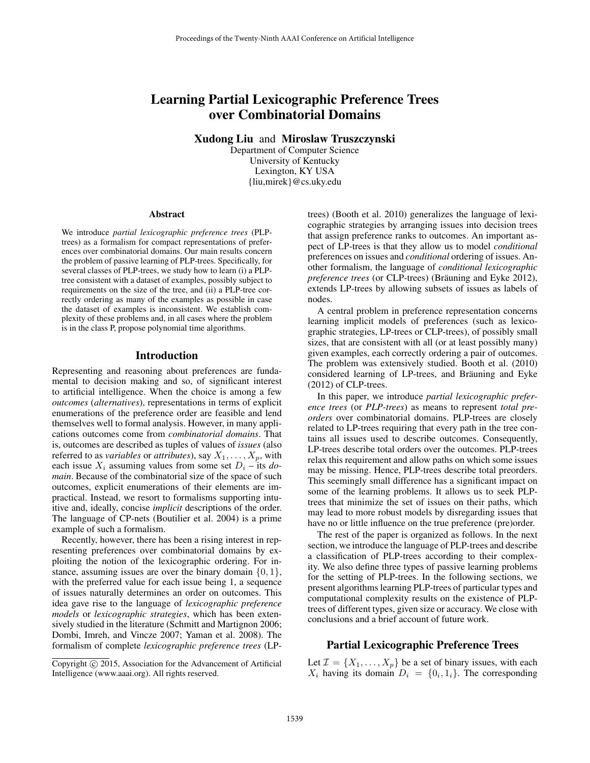# Learning Partial Lexicographic Preference Trees over Combinatorial Domains

**Xudong Liu** and **Miroslaw Truszczynski**

Department of Computer Science
University of Kentucky
Lexington, KY USA
{liu,mirek}@cs.uky.edu

### Abstract

We introduce *partial lexicographic preference trees* (PLP-trees) as a formalism for compact representations of preferences over combinatorial domains. Our main results concern the problem of passive learning of PLP-trees. Specifically, for several classes of PLP-trees, we study how to learn (i) a PLP-tree consistent with a dataset of examples, possibly subject to requirements on the size of the tree, and (ii) a PLP-tree correctly ordering as many of the examples as possible in case the dataset of examples is inconsistent. We establish complexity of these problems and, in all cases where the problem is in the class P, propose polynomial time algorithms.

## Introduction

Representing and reasoning about preferences are fundamental to decision making and so, of significant interest to artificial intelligence. When the choice is among a few *outcomes* (*alternatives*), representations in terms of explicit enumerations of the preference order are feasible and lend themselves well to formal analysis. However, in many applications outcomes come from *combinatorial domains*. That is, outcomes are described as tuples of values of *issues* (also referred to as *variables* or *attributes*), say $X_1, \ldots, X_p$, with each issue $X_i$ assuming values from some set $D_i$ – its *domain*. Because of the combinatorial size of the space of such outcomes, explicit enumerations of their elements are impractical. Instead, we resort to formalisms supporting intuitive and, ideally, concise *implicit* descriptions of the order. The language of CP-nets (Boutilier et al. 2004) is a prime example of such a formalism.

Recently, however, there has been a rising interest in representing preferences over combinatorial domains by exploiting the notion of the lexicographic ordering. For instance, assuming issues are over the binary domain $\{0, 1\}$, with the preferred value for each issue being 1, a sequence of issues naturally determines an order on outcomes. This idea gave rise to the language of *lexicographic preference models* or *lexicographic strategies*, which has been extensively studied in the literature (Schmitt and Martignon 2006; Dombi, Imreh, and Vincze 2007; Yaman et al. 2008). The formalism of complete *lexicographic preference trees* (LP-trees) (Booth et al. 2010) generalizes the language of lexicographic strategies by arranging issues into decision trees that assign preference ranks to outcomes. An important aspect of LP-trees is that they allow us to model *conditional* preferences on issues and *conditional* ordering of issues. Another formalism, the language of *conditional lexicographic preference trees* (or CLP-trees) (Bräuning and Eyke 2012), extends LP-trees by allowing subsets of issues as labels of nodes.

A central problem in preference representation concerns learning implicit models of preferences (such as lexicographic strategies, LP-trees or CLP-trees), of possibly small sizes, that are consistent with all (or at least possibly many) given examples, each correctly ordering a pair of outcomes. The problem was extensively studied. Booth et al. (2010) considered learning of LP-trees, and Bräuning and Eyke (2012) of CLP-trees.

In this paper, we introduce *partial lexicographic preference trees* (or *PLP-trees*) as means to represent *total preorders* over combinatorial domains. PLP-trees are closely related to LP-trees requiring that every path in the tree contains all issues used to describe outcomes. Consequently, LP-trees describe total orders over the outcomes. PLP-trees relax this requirement and allow paths on which some issues may be missing. Hence, PLP-trees describe total preorders. This seemingly small difference has a significant impact on some of the learning problems. It allows us to seek PLP-trees that minimize the set of issues on their paths, which may lead to more robust models by disregarding issues that have no or little influence on the true preference (pre)order.

The rest of the paper is organized as follows. In the next section, we introduce the language of PLP-trees and describe a classification of PLP-trees according to their complexity. We also define three types of passive learning problems for the setting of PLP-trees. In the following sections, we present algorithms learning PLP-trees of particular types and computational complexity results on the existence of PLP-trees of different types, given size or accuracy. We close with conclusions and a brief account of future work.

## Partial Lexicographic Preference Trees

Let $\mathcal{I} = \{X_1, \ldots, X_p\}$ be a set of binary issues, with each $X_i$ having its domain $D_i = \{0_i, 1_i\}$. The corresponding

Copyright © 2015, Association for the Advancement of Artificial Intelligence (www.aaai.org). All rights reserved.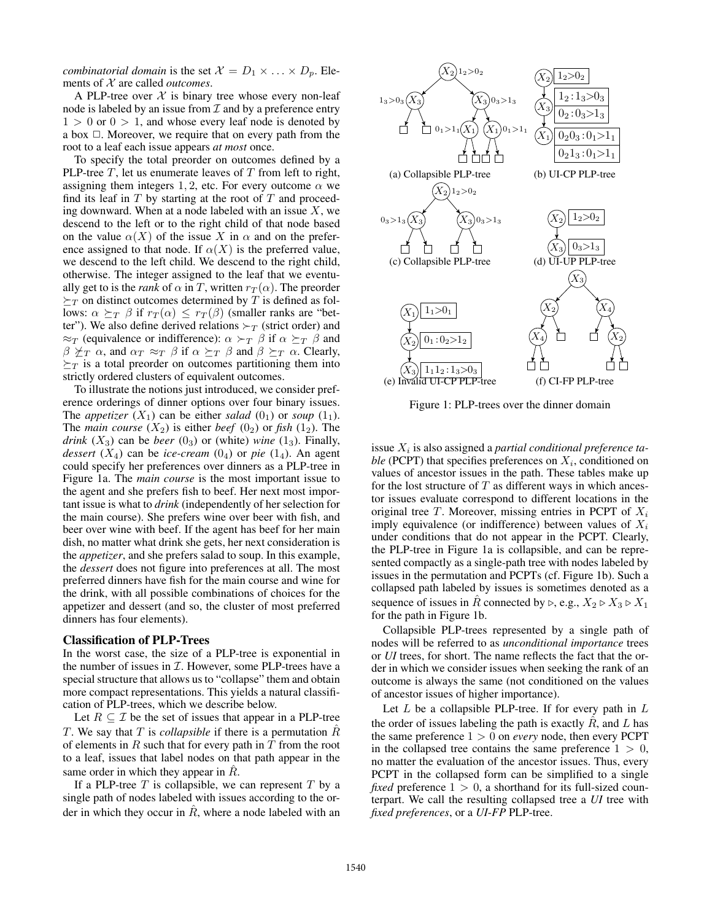*combinatorial domain* is the set $\mathcal{X} = D_1 \times \ldots \times D_p$. Elements of $\mathcal{X}$ are called *outcomes*.

A PLP-tree over $\mathcal{X}$ is binary tree whose every non-leaf node is labeled by an issue from $\mathcal{I}$ and by a preference entry $1 > 0$ or $0 > 1$, and whose every leaf node is denoted by a box $\Box$. Moreover, we require that on every path from the root to a leaf each issue appears *at most* once.

To specify the total preorder on outcomes defined by a PLP-tree $T$, let us enumerate leaves of $T$ from left to right, assigning them integers $1, 2$, etc. For every outcome $\alpha$ we find its leaf in $T$ by starting at the root of $T$ and proceeding downward. When at a node labeled with an issue $X$, we descend to the left or to the right child of that node based on the value $\alpha(X)$ of the issue $X$ in $\alpha$ and on the preference assigned to that node. If $\alpha(X)$ is the preferred value, we descend to the left child. We descend to the right child, otherwise. The integer assigned to the leaf that we eventually get to is the *rank* of $\alpha$ in $T$, written $r_T(\alpha)$. The preorder $\succeq_T$ on distinct outcomes determined by $T$ is defined as follows: $\alpha \succeq_T \beta$ if $r_T(\alpha) \leq r_T(\beta)$ (smaller ranks are "better"). We also define derived relations $\succ_T$ (strict order) and $\approx_T$ (equivalence or indifference): $\alpha \succ_T \beta$ if $\alpha \succeq_T \beta$ and $\beta \not\succeq_T \alpha$, and $\alpha_T \approx_T \beta$ if $\alpha \succeq_T \beta$ and $\beta \succeq_T \alpha$. Clearly, $\succeq_T$ is a total preorder on outcomes partitioning them into strictly ordered clusters of equivalent outcomes.

To illustrate the notions just introduced, we consider preference orderings of dinner options over four binary issues. The *appetizer* ($X_1$) can be either *salad* ($0_1$) or *soup* ($1_1$). The *main course* ($X_2$) is either *beef* ($0_2$) or *fish* ($1_2$). The *drink* ($X_3$) can be *beer* ($0_3$) or (white) *wine* ($1_3$). Finally, *dessert* ($X_4$) can be *ice-cream* ($0_4$) or *pie* ($1_4$). An agent could specify her preferences over dinners as a PLP-tree in Figure 1a. The *main course* is the most important issue to the agent and she prefers fish to beef. Her next most important issue is what to *drink* (independently of her selection for the main course). She prefers wine over beer with fish, and beer over wine with beef. If the agent has beef for her main dish, no matter what drink she gets, her next consideration is the *appetizer*, and she prefers salad to soup. In this example, the *dessert* does not figure into preferences at all. The most preferred dinners have fish for the main course and wine for the drink, with all possible combinations of choices for the appetizer and dessert (and so, the cluster of most preferred dinners has four elements).

## Classification of PLP-Trees

In the worst case, the size of a PLP-tree is exponential in the number of issues in $\mathcal{I}$. However, some PLP-trees have a special structure that allows us to "collapse" them and obtain more compact representations. This yields a natural classification of PLP-trees, which we describe below.

Let $R \subseteq \mathcal{I}$ be the set of issues that appear in a PLP-tree $T$. We say that $T$ is *collapsible* if there is a permutation $\hat{R}$ of elements in $R$ such that for every path in $T$ from the root to a leaf, issues that label nodes on that path appear in the same order in which they appear in $\hat{R}$.

If a PLP-tree $T$ is collapsible, we can represent $T$ by a single path of nodes labeled with issues according to the order in which they occur in $\hat{R}$, where a node labeled with an issue $X_i$ is also assigned a *partial conditional preference table* (PCPT) that specifies preferences on $X_i$, conditioned on values of ancestor issues in the path. These tables make up for the lost structure of $T$ as different ways in which ancestor issues evaluate correspond to different locations in the original tree $T$. Moreover, missing entries in PCPT of $X_i$ imply equivalence (or indifference) between values of $X_i$ under conditions that do not appear in the PCPT. Clearly, the PLP-tree in Figure 1a is collapsible, and can be represented compactly as a single-path tree with nodes labeled by issues in the permutation and PCPTs (cf. Figure 1b). Such a collapsed path labeled by issues is sometimes denoted as a sequence of issues in $\hat{R}$ connected by $\triangleright$, e.g., $X_2 \triangleright X_3 \triangleright X_1$ for the path in Figure 1b.

Figure 1: PLP-trees over the dinner domain — (a) Collapsible PLP-tree; (b) UI-CP PLP-tree; (c) Collapsible PLP-tree; (d) UI-UP PLP-tree; (e) Invalid UI-CP PLP-tree; (f) CI-FP PLP-tree

Collapsible PLP-trees represented by a single path of nodes will be referred to as *unconditional importance* trees or *UI* trees, for short. The name reflects the fact that the order in which we consider issues when seeking the rank of an outcome is always the same (not conditioned on the values of ancestor issues of higher importance).

Let $L$ be a collapsible PLP-tree. If for every path in $L$ the order of issues labeling the path is exactly $\hat{R}$, and $L$ has the same preference $1 > 0$ on *every* node, then every PCPT in the collapsed tree contains the same preference $1 > 0$, no matter the evaluation of the ancestor issues. Thus, every PCPT in the collapsed form can be simplified to a single *fixed* preference $1 > 0$, a shorthand for its full-sized counterpart. We call the resulting collapsed tree a *UI* tree with *fixed preferences*, or a *UI-FP* PLP-tree.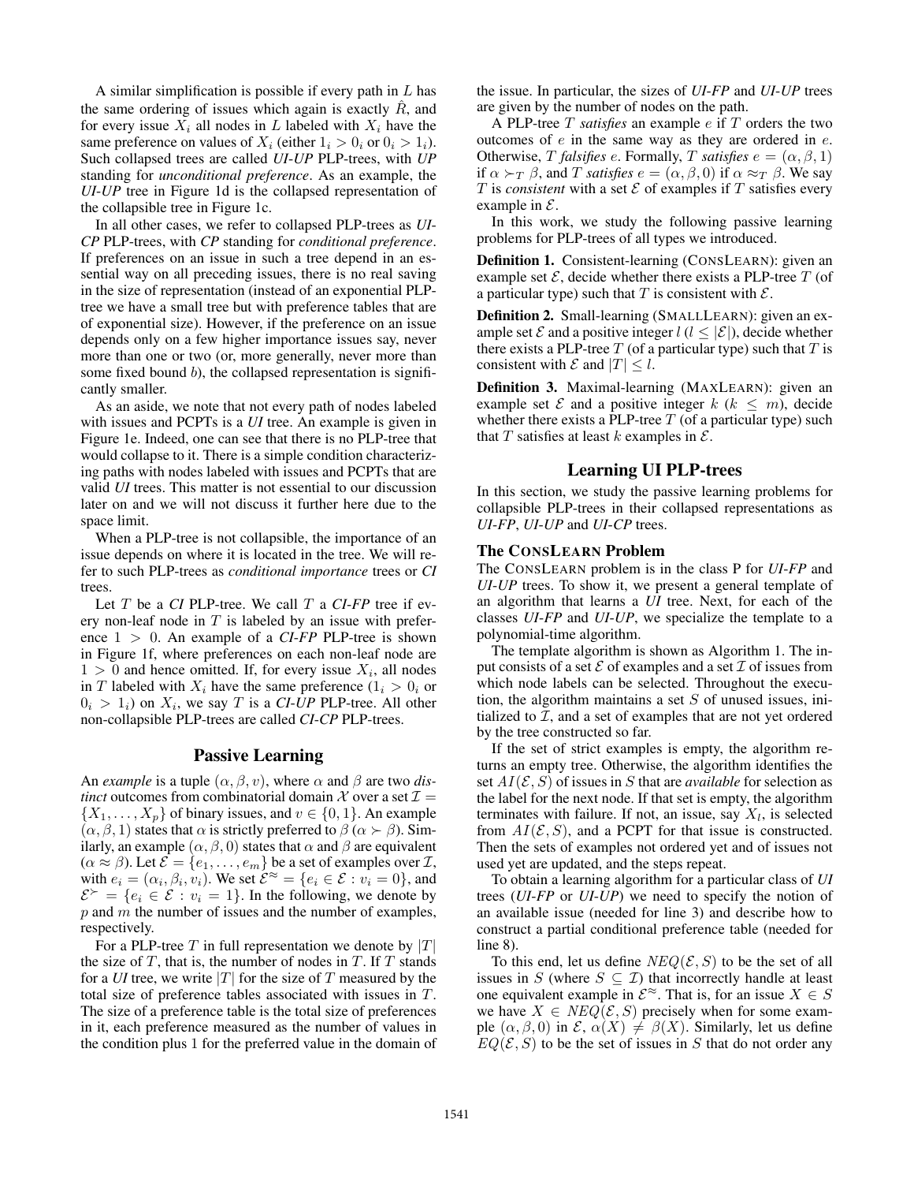A similar simplification is possible if every path in $L$ has the same ordering of issues which again is exactly $\hat{R}$, and for every issue $X_i$ all nodes in $L$ labeled with $X_i$ have the same preference on values of $X_i$ (either $1_i > 0_i$ or $0_i > 1_i$). Such collapsed trees are called *UI-UP* PLP-trees, with *UP* standing for *unconditional preference*. As an example, the *UI-UP* tree in Figure 1d is the collapsed representation of the collapsible tree in Figure 1c.

In all other cases, we refer to collapsed PLP-trees as *UI-CP* PLP-trees, with *CP* standing for *conditional preference*. If preferences on an issue in such a tree depend in an essential way on all preceding issues, there is no real saving in the size of representation (instead of an exponential PLP-tree we have a small tree but with preference tables that are of exponential size). However, if the preference on an issue depends only on a few higher importance issues say, never more than one or two (or, more generally, never more than some fixed bound $b$), the collapsed representation is significantly smaller.

As an aside, we note that not every path of nodes labeled with issues and PCPTs is a *UI* tree. An example is given in Figure 1e. Indeed, one can see that there is no PLP-tree that would collapse to it. There is a simple condition characterizing paths with nodes labeled with issues and PCPTs that are valid *UI* trees. This matter is not essential to our discussion later on and we will not discuss it further here due to the space limit.

When a PLP-tree is not collapsible, the importance of an issue depends on where it is located in the tree. We will refer to such PLP-trees as *conditional importance* trees or *CI* trees.

Let $T$ be a *CI* PLP-tree. We call $T$ a *CI-FP* tree if every non-leaf node in $T$ is labeled by an issue with preference $1 > 0$. An example of a *CI-FP* PLP-tree is shown in Figure 1f, where preferences on each non-leaf node are $1 > 0$ and hence omitted. If, for every issue $X_i$, all nodes in $T$ labeled with $X_i$ have the same preference ($1_i > 0_i$ or $0_i > 1_i$) on $X_i$, we say $T$ is a *CI-UP* PLP-tree. All other non-collapsible PLP-trees are called *CI-CP* PLP-trees.

## Passive Learning

An *example* is a tuple $(\alpha, \beta, v)$, where $\alpha$ and $\beta$ are two *distinct* outcomes from combinatorial domain $\mathcal{X}$ over a set $\mathcal{I} = \{X_1, \dots, X_p\}$ of binary issues, and $v \in \{0, 1\}$. An example $(\alpha, \beta, 1)$ states that $\alpha$ is strictly preferred to $\beta$ ($\alpha \succ \beta$). Similarly, an example $(\alpha, \beta, 0)$ states that $\alpha$ and $\beta$ are equivalent ($\alpha \approx \beta$). Let $\mathcal{E} = \{e_1, \dots, e_m\}$ be a set of examples over $\mathcal{I}$, with $e_i = (\alpha_i, \beta_i, v_i)$. We set $\mathcal{E}^{\approx} = \{e_i \in \mathcal{E} : v_i = 0\}$, and $\mathcal{E}^{\succ} = \{e_i \in \mathcal{E} : v_i = 1\}$. In the following, we denote by $p$ and $m$ the number of issues and the number of examples, respectively.

For a PLP-tree $T$ in full representation we denote by $|T|$ the size of $T$, that is, the number of nodes in $T$. If $T$ stands for a *UI* tree, we write $|T|$ for the size of $T$ measured by the total size of preference tables associated with issues in $T$. The size of a preference table is the total size of preferences in it, each preference measured as the number of values in the condition plus 1 for the preferred value in the domain of the issue. In particular, the sizes of *UI-FP* and *UI-UP* trees are given by the number of nodes on the path.

A PLP-tree $T$ *satisfies* an example $e$ if $T$ orders the two outcomes of $e$ in the same way as they are ordered in $e$. Otherwise, $T$ *falsifies* $e$. Formally, $T$ *satisfies* $e = (\alpha, \beta, 1)$ if $\alpha \succ_T \beta$, and $T$ *satisfies* $e = (\alpha, \beta, 0)$ if $\alpha \approx_T \beta$. We say $T$ is *consistent* with a set $\mathcal{E}$ of examples if $T$ satisfies every example in $\mathcal{E}$.

In this work, we study the following passive learning problems for PLP-trees of all types we introduced.

**Definition 1.** Consistent-learning (CONSLEARN): given an example set $\mathcal{E}$, decide whether there exists a PLP-tree $T$ (of a particular type) such that $T$ is consistent with $\mathcal{E}$.

**Definition 2.** Small-learning (SMALLLEARN): given an example set $\mathcal{E}$ and a positive integer $l$ ($l \leq |\mathcal{E}|$), decide whether there exists a PLP-tree $T$ (of a particular type) such that $T$ is consistent with $\mathcal{E}$ and $|T| \leq l$.

**Definition 3.** Maximal-learning (MAXLEARN): given an example set $\mathcal{E}$ and a positive integer $k$ ($k \leq m$), decide whether there exists a PLP-tree $T$ (of a particular type) such that $T$ satisfies at least $k$ examples in $\mathcal{E}$.

## Learning UI PLP-trees

In this section, we study the passive learning problems for collapsible PLP-trees in their collapsed representations as *UI-FP*, *UI-UP* and *UI-CP* trees.

### The CONSLEARN Problem

The CONSLEARN problem is in the class P for *UI-FP* and *UI-UP* trees. To show it, we present a general template of an algorithm that learns a *UI* tree. Next, for each of the classes *UI-FP* and *UI-UP*, we specialize the template to a polynomial-time algorithm.

The template algorithm is shown as Algorithm 1. The input consists of a set $\mathcal{E}$ of examples and a set $\mathcal{I}$ of issues from which node labels can be selected. Throughout the execution, the algorithm maintains a set $S$ of unused issues, initialized to $\mathcal{I}$, and a set of examples that are not yet ordered by the tree constructed so far.

If the set of strict examples is empty, the algorithm returns an empty tree. Otherwise, the algorithm identifies the set $AI(\mathcal{E}, S)$ of issues in $S$ that are *available* for selection as the label for the next node. If that set is empty, the algorithm terminates with failure. If not, an issue, say $X_l$, is selected from $AI(\mathcal{E}, S)$, and a PCPT for that issue is constructed. Then the sets of examples not ordered yet and of issues not used yet are updated, and the steps repeat.

To obtain a learning algorithm for a particular class of *UI* trees (*UI-FP* or *UI-UP*) we need to specify the notion of an available issue (needed for line 3) and describe how to construct a partial conditional preference table (needed for line 8).

To this end, let us define $NEQ(\mathcal{E}, S)$ to be the set of all issues in $S$ (where $S \subseteq \mathcal{I}$) that incorrectly handle at least one equivalent example in $\mathcal{E}^{\approx}$. That is, for an issue $X \in S$ we have $X \in NEQ(\mathcal{E}, S)$ precisely when for some example $(\alpha, \beta, 0)$ in $\mathcal{E}$, $\alpha(X) \neq \beta(X)$. Similarly, let us define $EQ(\mathcal{E}, S)$ to be the set of issues in $S$ that do not order any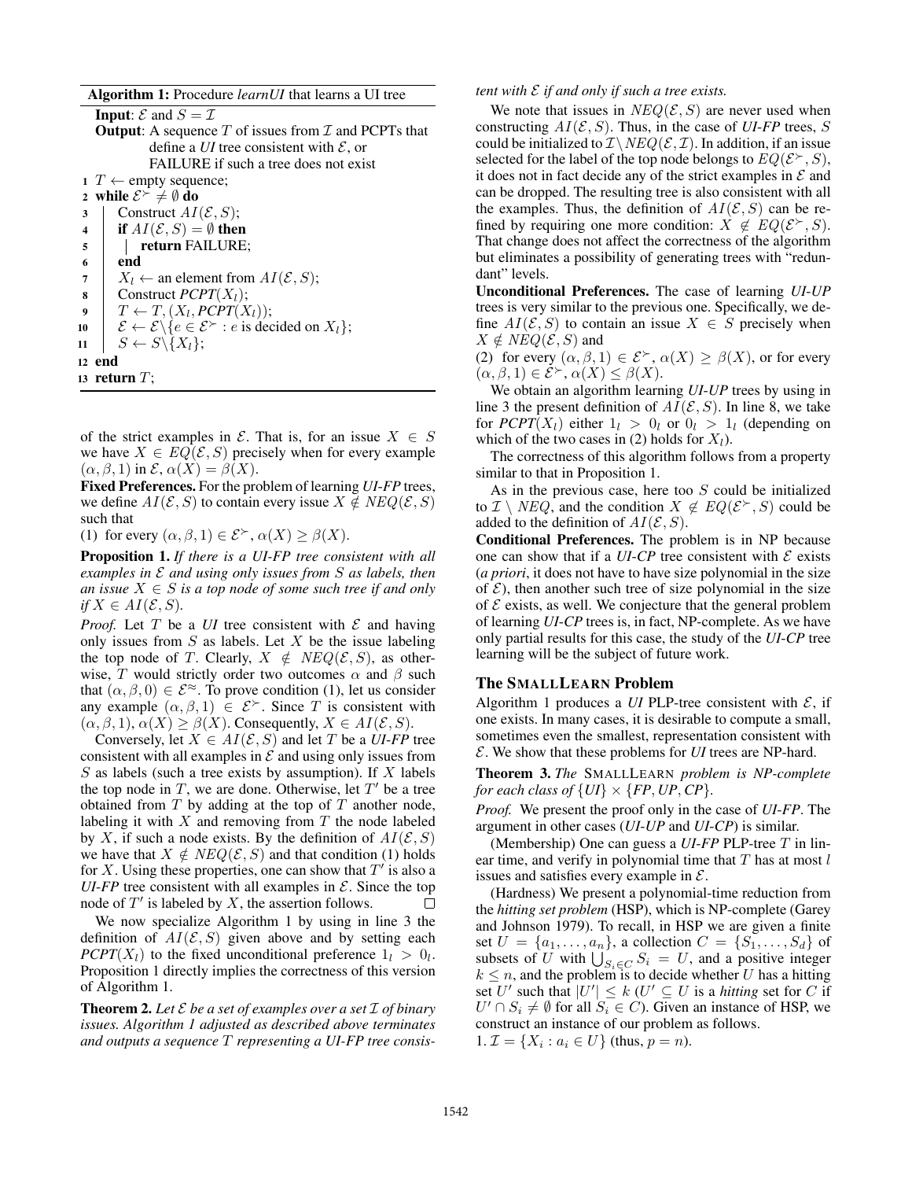**Algorithm 1:** Procedure *learnUI* that learns a UI tree

**Input**: $\mathcal{E}$ and $S = \mathcal{I}$

**Output**: A sequence $T$ of issues from $\mathcal{I}$ and PCPTs that define a *UI* tree consistent with $\mathcal{E}$, or FAILURE if such a tree does not exist

```
1  T ← empty sequence;
2  while E^≻ ≠ ∅ do
3      Construct AI(E, S);
4      if AI(E, S) = ∅ then
5          return FAILURE;
6      end
7      X_l ← an element from AI(E, S);
8      Construct PCPT(X_l);
9      T ← T, (X_l, PCPT(X_l));
10     E ← E \ {e ∈ E^≻ : e is decided on X_l};
11     S ← S \ {X_l};
12 end
13 return T;
```

of the strict examples in $\mathcal{E}$. That is, for an issue $X \in S$ we have $X \in EQ(\mathcal{E}, S)$ precisely when for every example $(\alpha, \beta, 1)$ in $\mathcal{E}$, $\alpha(X) = \beta(X)$.

**Fixed Preferences.** For the problem of learning *UI-FP* trees, we define $AI(\mathcal{E}, S)$ to contain every issue $X \notin NEQ(\mathcal{E}, S)$ such that

(1) for every $(\alpha, \beta, 1) \in \mathcal{E}^{\succ}$, $\alpha(X) \geq \beta(X)$.

**Proposition 1.** *If there is a UI-FP tree consistent with all examples in $\mathcal{E}$ and using only issues from $S$ as labels, then an issue $X \in S$ is a top node of some such tree if and only if $X \in AI(\mathcal{E}, S)$.*

*Proof.* Let $T$ be a *UI* tree consistent with $\mathcal{E}$ and having only issues from $S$ as labels. Let $X$ be the issue labeling the top node of $T$. Clearly, $X \notin NEQ(\mathcal{E}, S)$, as otherwise, $T$ would strictly order two outcomes $\alpha$ and $\beta$ such that $(\alpha, \beta, 0) \in \mathcal{E}^{\approx}$. To prove condition (1), let us consider any example $(\alpha, \beta, 1) \in \mathcal{E}^{\succ}$. Since $T$ is consistent with $(\alpha, \beta, 1)$, $\alpha(X) \geq \beta(X)$. Consequently, $X \in AI(\mathcal{E}, S)$.

Conversely, let $X \in AI(\mathcal{E}, S)$ and let $T$ be a *UI-FP* tree consistent with all examples in $\mathcal{E}$ and using only issues from $S$ as labels (such a tree exists by assumption). If $X$ labels the top node in $T$, we are done. Otherwise, let $T'$ be a tree obtained from $T$ by adding at the top of $T$ another node, labeling it with $X$ and removing from $T$ the node labeled by $X$, if such a node exists. By the definition of $AI(\mathcal{E}, S)$ we have that $X \notin NEQ(\mathcal{E}, S)$ and that condition (1) holds for $X$. Using these properties, one can show that $T'$ is also a *UI-FP* tree consistent with all examples in $\mathcal{E}$. Since the top node of $T'$ is labeled by $X$, the assertion follows. $\square$

We now specialize Algorithm 1 by using in line 3 the definition of $AI(\mathcal{E}, S)$ given above and by setting each $PCPT(X_l)$ to the fixed unconditional preference $1_l > 0_l$. Proposition 1 directly implies the correctness of this version of Algorithm 1.

**Theorem 2.** *Let $\mathcal{E}$ be a set of examples over a set $\mathcal{I}$ of binary issues. Algorithm 1 adjusted as described above terminates and outputs a sequence $T$ representing a UI-FP tree consistent with $\mathcal{E}$ if and only if such a tree exists.*

We note that issues in $NEQ(\mathcal{E}, S)$ are never used when constructing $AI(\mathcal{E}, S)$. Thus, in the case of *UI-FP* trees, $S$ could be initialized to $\mathcal{I} \setminus NEQ(\mathcal{E}, \mathcal{I})$. In addition, if an issue selected for the label of the top node belongs to $EQ(\mathcal{E}^{\succ}, S)$, it does not in fact decide any of the strict examples in $\mathcal{E}$ and can be dropped. The resulting tree is also consistent with all the examples. Thus, the definition of $AI(\mathcal{E}, S)$ can be refined by requiring one more condition: $X \notin EQ(\mathcal{E}^{\succ}, S)$. That change does not affect the correctness of the algorithm but eliminates a possibility of generating trees with "redundant" levels.

**Unconditional Preferences.** The case of learning *UI-UP* trees is very similar to the previous one. Specifically, we define $AI(\mathcal{E}, S)$ to contain an issue $X \in S$ precisely when $X \notin NEQ(\mathcal{E}, S)$ and

(2) for every $(\alpha, \beta, 1) \in \mathcal{E}^{\succ}$, $\alpha(X) \geq \beta(X)$, or for every $(\alpha, \beta, 1) \in \mathcal{E}^{\succ}$, $\alpha(X) \leq \beta(X)$.

We obtain an algorithm learning *UI-UP* trees by using in line 3 the present definition of $AI(\mathcal{E}, S)$. In line 8, we take for $PCPT(X_l)$ either $1_l > 0_l$ or $0_l > 1_l$ (depending on which of the two cases in (2) holds for $X_l$).

The correctness of this algorithm follows from a property similar to that in Proposition 1.

As in the previous case, here too $S$ could be initialized to $\mathcal{I} \setminus NEQ$, and the condition $X \notin EQ(\mathcal{E}^{\succ}, S)$ could be added to the definition of $AI(\mathcal{E}, S)$.

**Conditional Preferences.** The problem is in NP because one can show that if a *UI-CP* tree consistent with $\mathcal{E}$ exists (*a priori*, it does not have to have size polynomial in the size of $\mathcal{E}$), then another such tree of size polynomial in the size of $\mathcal{E}$ exists, as well. We conjecture that the general problem of learning *UI-CP* trees is, in fact, NP-complete. As we have only partial results for this case, the study of the *UI-CP* tree learning will be the subject of future work.

## The SMALLLEARN Problem

Algorithm 1 produces a *UI* PLP-tree consistent with $\mathcal{E}$, if one exists. In many cases, it is desirable to compute a small, sometimes even the smallest, representation consistent with $\mathcal{E}$. We show that these problems for *UI* trees are NP-hard.

**Theorem 3.** *The* SMALLLEARN *problem is NP-complete for each class of $\{UI\} \times \{FP, UP, CP\}$.*

*Proof.* We present the proof only in the case of *UI-FP*. The argument in other cases (*UI-UP* and *UI-CP*) is similar.

(Membership) One can guess a *UI-FP* PLP-tree $T$ in linear time, and verify in polynomial time that $T$ has at most $l$ issues and satisfies every example in $\mathcal{E}$.

(Hardness) We present a polynomial-time reduction from the *hitting set problem* (HSP), which is NP-complete (Garey and Johnson 1979). To recall, in HSP we are given a finite set $U = \{a_1, \ldots, a_n\}$, a collection $C = \{S_1, \ldots, S_d\}$ of subsets of $U$ with $\bigcup_{S_i \in C} S_i = U$, and a positive integer $k \leq n$, and the problem is to decide whether $U$ has a hitting set $U'$ such that $|U'| \leq k$ ($U' \subseteq U$ is a *hitting* set for $C$ if $U' \cap S_i \neq \emptyset$ for all $S_i \in C$). Given an instance of HSP, we construct an instance of our problem as follows.

1. $\mathcal{I} = \{X_i : a_i \in U\}$ (thus, $p = n$).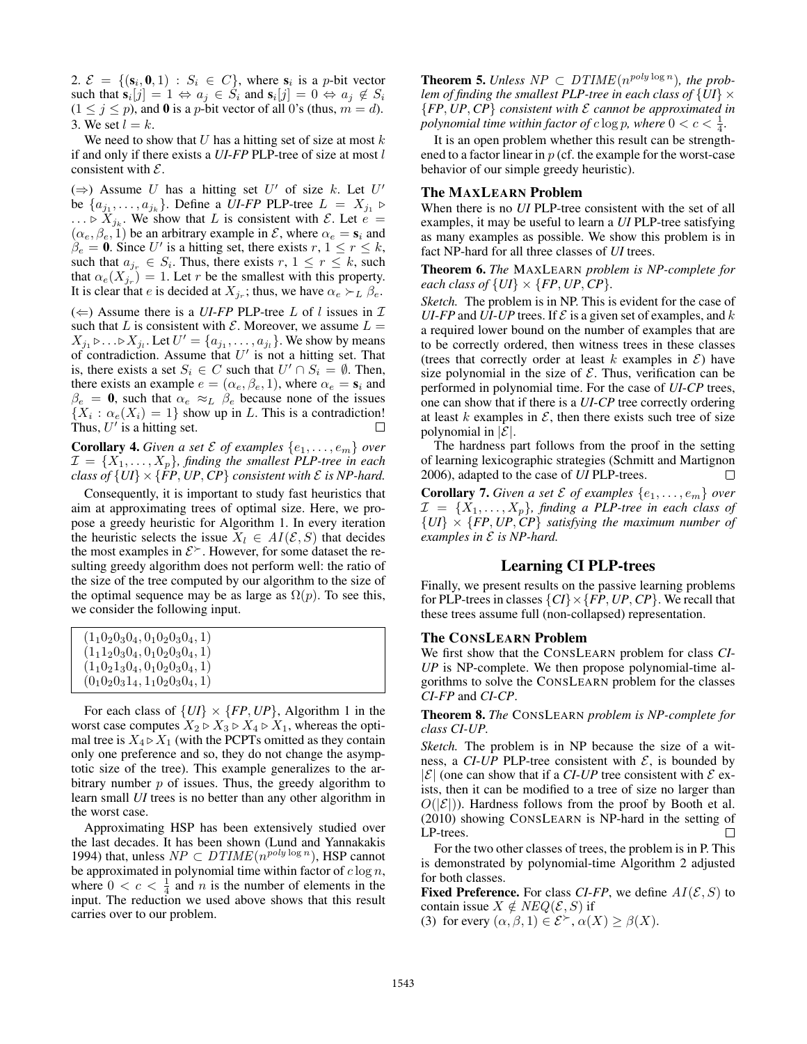2. $\mathcal{E} = \{(\mathbf{s}_i, \mathbf{0}, 1) : S_i \in C\}$, where $\mathbf{s}_i$ is a $p$-bit vector such that $\mathbf{s}_i[j] = 1 \Leftrightarrow a_j \in S_i$ and $\mathbf{s}_i[j] = 0 \Leftrightarrow a_j \notin S_i$ $(1 \leq j \leq p)$, and $\mathbf{0}$ is a $p$-bit vector of all 0's (thus, $m = d$).
3. We set $l = k$.

We need to show that $U$ has a hitting set of size at most $k$ if and only if there exists a *UI-FP* PLP-tree of size at most $l$ consistent with $\mathcal{E}$.

($\Rightarrow$) Assume $U$ has a hitting set $U'$ of size $k$. Let $U'$ be $\{a_{j_1}, \ldots, a_{j_k}\}$. Define a *UI-FP* PLP-tree $L = X_{j_1} \triangleright \ldots \triangleright X_{j_k}$. We show that $L$ is consistent with $\mathcal{E}$. Let $e = (\alpha_e, \beta_e, 1)$ be an arbitrary example in $\mathcal{E}$, where $\alpha_e = \mathbf{s}_i$ and $\beta_e = \mathbf{0}$. Since $U'$ is a hitting set, there exists $r$, $1 \leq r \leq k$, such that $a_{j_r} \in S_i$. Thus, there exists $r$, $1 \leq r \leq k$, such that $\alpha_e(X_{j_r}) = 1$. Let $r$ be the smallest with this property. It is clear that $e$ is decided at $X_{j_r}$; thus, we have $\alpha_e \succ_L \beta_e$.

($\Leftarrow$) Assume there is a *UI-FP* PLP-tree $L$ of $l$ issues in $\mathcal{I}$ such that $L$ is consistent with $\mathcal{E}$. Moreover, we assume $L = X_{j_1} \triangleright \ldots \triangleright X_{j_l}$. Let $U' = \{a_{j_1}, \ldots, a_{j_l}\}$. We show by means of contradiction. Assume that $U'$ is not a hitting set. That is, there exists a set $S_i \in C$ such that $U' \cap S_i = \emptyset$. Then, there exists an example $e = (\alpha_e, \beta_e, 1)$, where $\alpha_e = \mathbf{s}_i$ and $\beta_e = \mathbf{0}$, such that $\alpha_e \approx_L \beta_e$ because none of the issues $\{X_i : \alpha_e(X_i) = 1\}$ show up in $L$. This is a contradiction! Thus, $U'$ is a hitting set. $\square$

**Corollary 4.** *Given a set $\mathcal{E}$ of examples $\{e_1, \ldots, e_m\}$ over $\mathcal{I} = \{X_1, \ldots, X_p\}$, finding the smallest PLP-tree in each class of $\{UI\} \times \{FP, UP, CP\}$ consistent with $\mathcal{E}$ is NP-hard.*

Consequently, it is important to study fast heuristics that aim at approximating trees of optimal size. Here, we propose a greedy heuristic for Algorithm 1. In every iteration the heuristic selects the issue $X_l \in AI(\mathcal{E}, S)$ that decides the most examples in $\mathcal{E}^{\succ}$. However, for some dataset the resulting greedy algorithm does not perform well: the ratio of the size of the tree computed by our algorithm to the size of the optimal sequence may be as large as $\Omega(p)$. To see this, we consider the following input.

|  |
|---|
| $(1_1 0_2 0_3 0_4, 0_1 0_2 0_3 0_4, 1)$ |
| $(1_1 1_2 0_3 0_4, 0_1 0_2 0_3 0_4, 1)$ |
| $(1_1 0_2 1_3 0_4, 0_1 0_2 0_3 0_4, 1)$ |
| $(0_1 0_2 0_3 1_4, 1_1 0_2 0_3 0_4, 1)$ |

For each class of $\{UI\} \times \{FP, UP\}$, Algorithm 1 in the worst case computes $X_2 \triangleright X_3 \triangleright X_4 \triangleright X_1$, whereas the optimal tree is $X_4 \triangleright X_1$ (with the PCPTs omitted as they contain only one preference and so, they do not change the asymptotic size of the tree). This example generalizes to the arbitrary number $p$ of issues. Thus, the greedy algorithm to learn small *UI* trees is no better than any other algorithm in the worst case.

Approximating HSP has been extensively studied over the last decades. It has been shown (Lund and Yannakakis 1994) that, unless $NP \subset DTIME(n^{poly \log n})$, HSP cannot be approximated in polynomial time within factor of $c \log n$, where $0 < c < \frac{1}{4}$ and $n$ is the number of elements in the input. The reduction we used above shows that this result carries over to our problem.

**Theorem 5.** *Unless $NP \subset DTIME(n^{poly \log n})$, the problem of finding the smallest PLP-tree in each class of $\{UI\} \times \{FP, UP, CP\}$ consistent with $\mathcal{E}$ cannot be approximated in polynomial time within factor of $c \log p$, where $0 < c < \frac{1}{4}$.*

It is an open problem whether this result can be strengthened to a factor linear in $p$ (cf. the example for the worst-case behavior of our simple greedy heuristic).

### The MaxLearn Problem

When there is no *UI* PLP-tree consistent with the set of all examples, it may be useful to learn a *UI* PLP-tree satisfying as many examples as possible. We show this problem is in fact NP-hard for all three classes of *UI* trees.

**Theorem 6.** *The* MaxLearn *problem is NP-complete for each class of $\{UI\} \times \{FP, UP, CP\}$.*

*Sketch.* The problem is in NP. This is evident for the case of *UI-FP* and *UI-UP* trees. If $\mathcal{E}$ is a given set of examples, and $k$ a required lower bound on the number of examples that are to be correctly ordered, then witness trees in these classes (trees that correctly order at least $k$ examples in $\mathcal{E}$) have size polynomial in the size of $\mathcal{E}$. Thus, verification can be performed in polynomial time. For the case of *UI-CP* trees, one can show that if there is a *UI-CP* tree correctly ordering at least $k$ examples in $\mathcal{E}$, then there exists such tree of size polynomial in $|\mathcal{E}|$.

The hardness part follows from the proof in the setting of learning lexicographic strategies (Schmitt and Martignon 2006), adapted to the case of *UI* PLP-trees. $\square$

**Corollary 7.** *Given a set $\mathcal{E}$ of examples $\{e_1, \ldots, e_m\}$ over $\mathcal{I} = \{X_1, \ldots, X_p\}$, finding a PLP-tree in each class of $\{UI\} \times \{FP, UP, CP\}$ satisfying the maximum number of examples in $\mathcal{E}$ is NP-hard.*

## Learning CI PLP-trees

Finally, we present results on the passive learning problems for PLP-trees in classes $\{CI\} \times \{FP, UP, CP\}$. We recall that these trees assume full (non-collapsed) representation.

### The ConsLearn Problem

We first show that the ConsLearn problem for class *CI-UP* is NP-complete. We then propose polynomial-time algorithms to solve the ConsLearn problem for the classes *CI-FP* and *CI-CP*.

**Theorem 8.** *The* ConsLearn *problem is NP-complete for class CI-UP.*

*Sketch.* The problem is in NP because the size of a witness, a *CI-UP* PLP-tree consistent with $\mathcal{E}$, is bounded by $|\mathcal{E}|$ (one can show that if a *CI-UP* tree consistent with $\mathcal{E}$ exists, then it can be modified to a tree of size no larger than $O(|\mathcal{E}|)$). Hardness follows from the proof by Booth et al. (2010) showing ConsLearn is NP-hard in the setting of LP-trees. $\square$

For the two other classes of trees, the problem is in P. This is demonstrated by polynomial-time Algorithm 2 adjusted for both classes.

**Fixed Preference.** For class *CI-FP*, we define $AI(\mathcal{E}, S)$ to contain issue $X \notin NEQ(\mathcal{E}, S)$ if
(3) for every $(\alpha, \beta, 1) \in \mathcal{E}^{\succ}$, $\alpha(X) \geq \beta(X)$.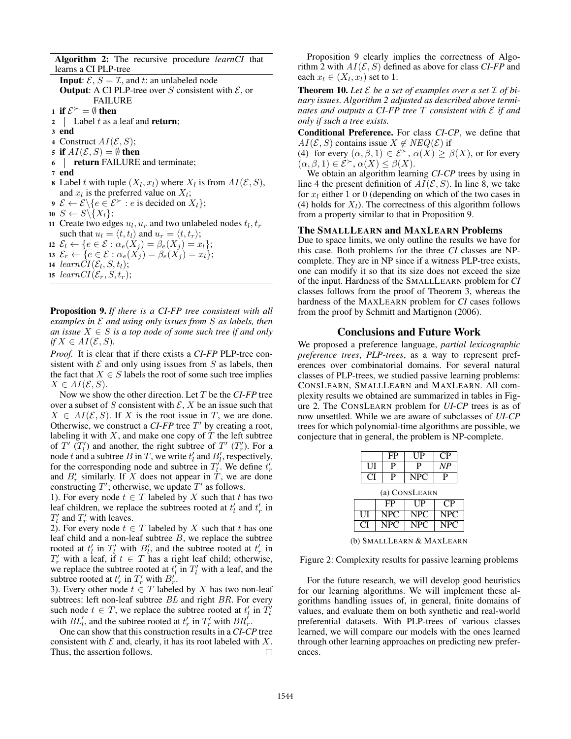**Algorithm 2:** The recursive procedure *learnCI* that learns a CI PLP-tree

**Input**: $\mathcal{E}$, $S = \mathcal{I}$, and $t$: an unlabeled node
**Output**: A CI PLP-tree over $S$ consistent with $\mathcal{E}$, or FAILURE

```
1  if E^≻ = ∅ then
2  |  Label t as a leaf and return;
3  end
4  Construct AI(E, S);
5  if AI(E, S) = ∅ then
6  |  return FAILURE and terminate;
7  end
8  Label t with tuple (X_l, x_l) where X_l is from AI(E, S),
   and x_l is the preferred value on X_l;
9  E ← E \ {e ∈ E^≻ : e is decided on X_l};
10 S ← S \ {X_l};
11 Create two edges u_l, u_r and two unlabeled nodes t_l, t_r
   such that u_l = ⟨t, t_l⟩ and u_r = ⟨t, t_r⟩;
12 E_l ← {e ∈ E : α_e(X_j) = β_e(X_j) = x_l};
13 E_r ← {e ∈ E : α_e(X_j) = β_e(X_j) = x̄_l};
14 learnCI(E_l, S, t_l);
15 learnCI(E_r, S, t_r);
```

**Proposition 9.** *If there is a CI-FP tree consistent with all examples in $\mathcal{E}$ and using only issues from $S$ as labels, then an issue $X \in S$ is a top node of some such tree if and only if $X \in AI(\mathcal{E}, S)$.*

*Proof.* It is clear that if there exists a *CI-FP* PLP-tree consistent with $\mathcal{E}$ and only using issues from $S$ as labels, then the fact that $X \in S$ labels the root of some such tree implies $X \in AI(\mathcal{E}, S)$.

Now we show the other direction. Let $T$ be the *CI-FP* tree over a subset of $S$ consistent with $\mathcal{E}$, $X$ be an issue such that $X \in AI(\mathcal{E}, S)$. If $X$ is the root issue in $T$, we are done. Otherwise, we construct a *CI-FP* tree $T'$ by creating a root, labeling it with $X$, and make one copy of $T$ the left subtree of $T'$ ($T'_l$) and another, the right subtree of $T'$ ($T'_r$). For a node $t$ and a subtree $B$ in $T$, we write $t'_l$ and $B'_l$, respectively, for the corresponding node and subtree in $T'_l$. We define $t'_r$ and $B'_r$ similarly. If $X$ does not appear in $T$, we are done constructing $T'$; otherwise, we update $T'$ as follows.

1). For every node $t \in T$ labeled by $X$ such that $t$ has two leaf children, we replace the subtrees rooted at $t'_l$ and $t'_r$ in $T'_l$ and $T'_r$ with leaves.

2). For every node $t \in T$ labeled by $X$ such that $t$ has one leaf child and a non-leaf subtree $B$, we replace the subtree rooted at $t'_l$ in $T'_l$ with $B'_l$, and the subtree rooted at $t'_r$ in $T'_r$ with a leaf, if $t \in T$ has a right leaf child; otherwise, we replace the subtree rooted at $t'_l$ in $T'_l$ with a leaf, and the subtree rooted at $t'_r$ in $T'_r$ with $B'_r$.

3). Every other node $t \in T$ labeled by $X$ has two non-leaf subtrees: left non-leaf subtree $BL$ and right $BR$. For every such node $t \in T$, we replace the subtree rooted at $t'_l$ in $T'_l$ with $BL'_l$, and the subtree rooted at $t'_r$ in $T'_r$ with $BR'_r$.

One can show that this construction results in a *CI-CP* tree consistent with $\mathcal{E}$ and, clearly, it has its root labeled with $X$. Thus, the assertion follows. □

Proposition 9 clearly implies the correctness of Algorithm 2 with $AI(\mathcal{E}, S)$ defined as above for class *CI-FP* and each $x_l \in (X_l, x_l)$ set to 1.

**Theorem 10.** *Let $\mathcal{E}$ be a set of examples over a set $\mathcal{I}$ of binary issues. Algorithm 2 adjusted as described above terminates and outputs a CI-FP tree $T$ consistent with $\mathcal{E}$ if and only if such a tree exists.*

**Conditional Preference.** For class *CI-CP*, we define that $AI(\mathcal{E}, S)$ contains issue $X \notin NEQ(\mathcal{E})$ if

(4) for every $(\alpha, \beta, 1) \in \mathcal{E}^{\succ}$, $\alpha(X) \geq \beta(X)$, or for every $(\alpha, \beta, 1) \in \mathcal{E}^{\succ}$, $\alpha(X) \leq \beta(X)$.

We obtain an algorithm learning *CI-CP* trees by using in line 4 the present definition of $AI(\mathcal{E}, S)$. In line 8, we take for $x_l$ either 1 or 0 (depending on which of the two cases in (4) holds for $X_l$). The correctness of this algorithm follows from a property similar to that in Proposition 9.

## The SmallLearn and MaxLearn Problems

Due to space limits, we only outline the results we have for this case. Both problems for the three *CI* classes are NP-complete. They are in NP since if a witness PLP-tree exists, one can modify it so that its size does not exceed the size of the input. Hardness of the SmallLearn problem for *CI* classes follows from the proof of Theorem 3, whereas the hardness of the MaxLearn problem for *CI* cases follows from the proof by Schmitt and Martignon (2006).

## Conclusions and Future Work

We proposed a preference language, *partial lexicographic preference trees*, *PLP-trees*, as a way to represent preferences over combinatorial domains. For several natural classes of PLP-trees, we studied passive learning problems: ConsLearn, SmallLearn and MaxLearn. All complexity results we obtained are summarized in tables in Figure 2. The ConsLearn problem for *UI-CP* trees is as of now unsettled. While we are aware of subclasses of *UI-CP* trees for which polynomial-time algorithms are possible, we conjecture that in general, the problem is NP-complete.

| | FP | UP | CP |
|---|---|---|---|
| UI | P | P | *NP* |
| CI | P | NPC | P |

(a) ConsLearn

| | FP | UP | CP |
|---|---|---|---|
| UI | NPC | NPC | NPC |
| CI | NPC | NPC | NPC |

(b) SmallLearn & MaxLearn

Figure 2: Complexity results for passive learning problems

For the future research, we will develop good heuristics for our learning algorithms. We will implement these algorithms handling issues of, in general, finite domains of values, and evaluate them on both synthetic and real-world preferential datasets. With PLP-trees of various classes learned, we will compare our models with the ones learned through other learning approaches on predicting new preferences.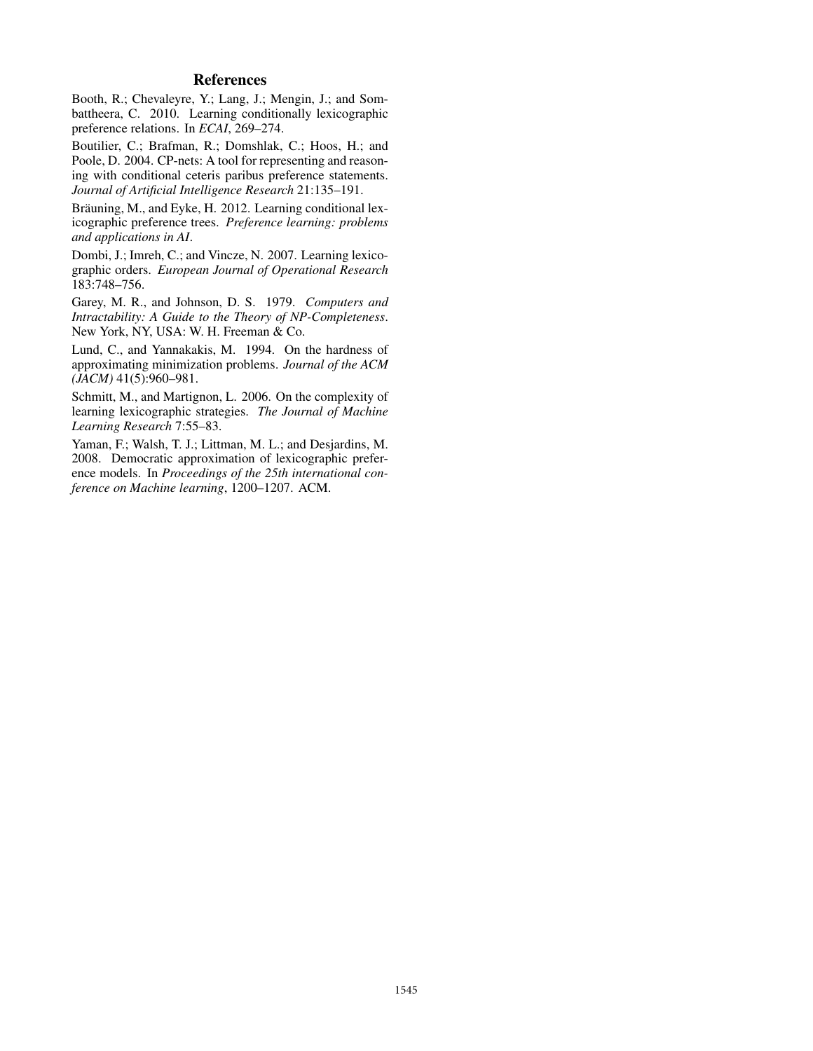## References

Booth, R.; Chevaleyre, Y.; Lang, J.; Mengin, J.; and Sombattheera, C. 2010. Learning conditionally lexicographic preference relations. In *ECAI*, 269–274.

Boutilier, C.; Brafman, R.; Domshlak, C.; Hoos, H.; and Poole, D. 2004. CP-nets: A tool for representing and reasoning with conditional ceteris paribus preference statements. *Journal of Artificial Intelligence Research* 21:135–191.

Bräuning, M., and Eyke, H. 2012. Learning conditional lexicographic preference trees. *Preference learning: problems and applications in AI*.

Dombi, J.; Imreh, C.; and Vincze, N. 2007. Learning lexicographic orders. *European Journal of Operational Research* 183:748–756.

Garey, M. R., and Johnson, D. S. 1979. *Computers and Intractability: A Guide to the Theory of NP-Completeness*. New York, NY, USA: W. H. Freeman & Co.

Lund, C., and Yannakakis, M. 1994. On the hardness of approximating minimization problems. *Journal of the ACM (JACM)* 41(5):960–981.

Schmitt, M., and Martignon, L. 2006. On the complexity of learning lexicographic strategies. *The Journal of Machine Learning Research* 7:55–83.

Yaman, F.; Walsh, T. J.; Littman, M. L.; and Desjardins, M. 2008. Democratic approximation of lexicographic preference models. In *Proceedings of the 25th international conference on Machine learning*, 1200–1207. ACM.